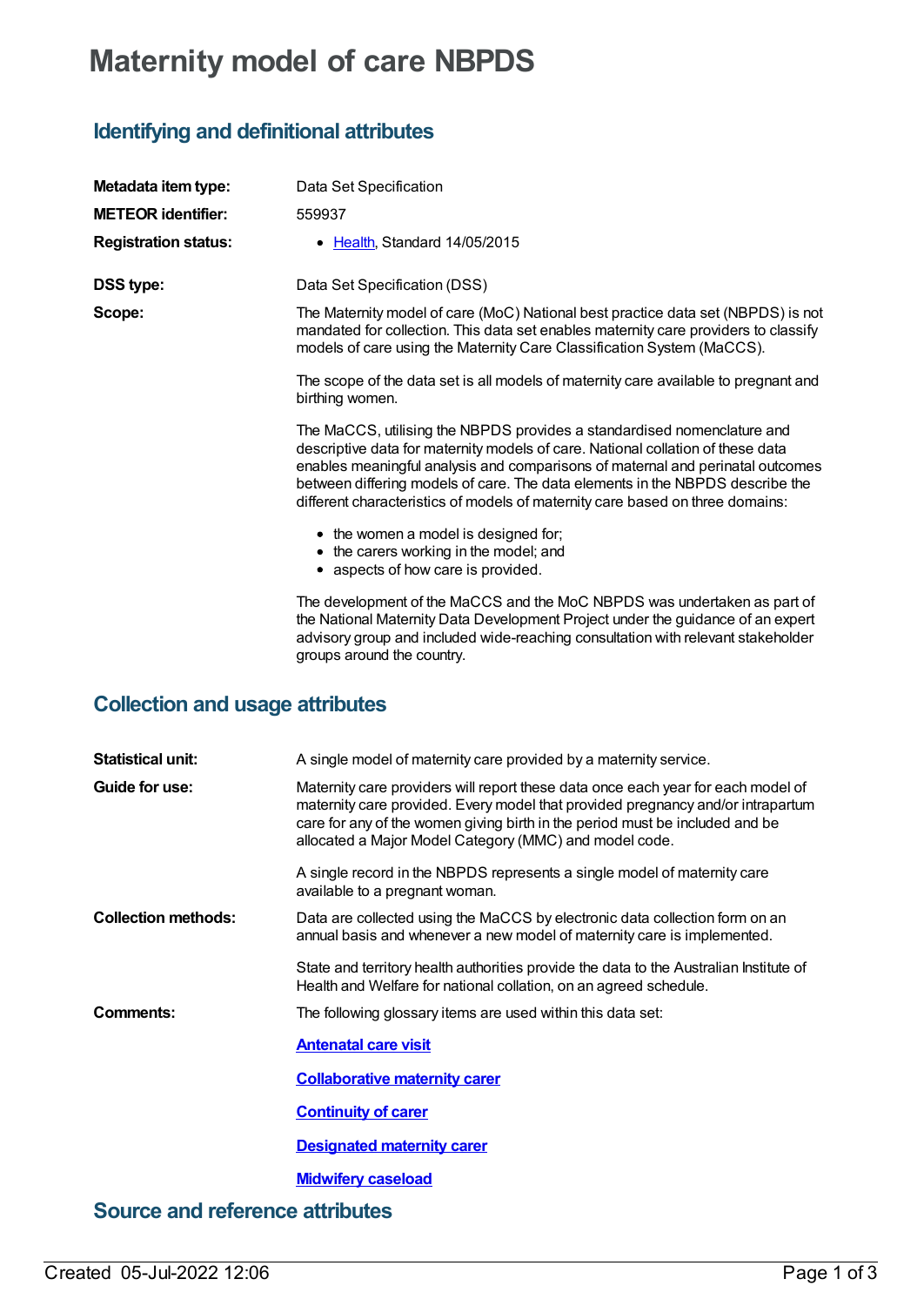# Maternity model of care NBPDS

## Identifying and definitional attributes

| | |
|---|---|
| **Metadata item type:** | Data Set Specification |
| **METEOR identifier:** | 559937 |
| **Registration status:** | • Health, Standard 14/05/2015 |
| **DSS type:** | Data Set Specification (DSS) |

**Scope:**

The Maternity model of care (MoC) National best practice data set (NBPDS) is not mandated for collection. This data set enables maternity care providers to classify models of care using the Maternity Care Classification System (MaCCS).

The scope of the data set is all models of maternity care available to pregnant and birthing women.

The MaCCS, utilising the NBPDS provides a standardised nomenclature and descriptive data for maternity models of care. National collation of these data enables meaningful analysis and comparisons of maternal and perinatal outcomes between differing models of care. The data elements in the NBPDS describe the different characteristics of models of maternity care based on three domains:

- the women a model is designed for;
- the carers working in the model; and
- aspects of how care is provided.

The development of the MaCCS and the MoC NBPDS was undertaken as part of the National Maternity Data Development Project under the guidance of an expert advisory group and included wide-reaching consultation with relevant stakeholder groups around the country.

## Collection and usage attributes

**Statistical unit:** A single model of maternity care provided by a maternity service.

**Guide for use:**

Maternity care providers will report these data once each year for each model of maternity care provided. Every model that provided pregnancy and/or intrapartum care for any of the women giving birth in the period must be included and be allocated a Major Model Category (MMC) and model code.

A single record in the NBPDS represents a single model of maternity care available to a pregnant woman.

**Collection methods:**

Data are collected using the MaCCS by electronic data collection form on an annual basis and whenever a new model of maternity care is implemented.

State and territory health authorities provide the data to the Australian Institute of Health and Welfare for national collation, on an agreed schedule.

**Comments:**

The following glossary items are used within this data set:

**Antenatal care visit**

**Collaborative maternity carer**

**Continuity of carer**

**Designated maternity carer**

**Midwifery caseload**

## Source and reference attributes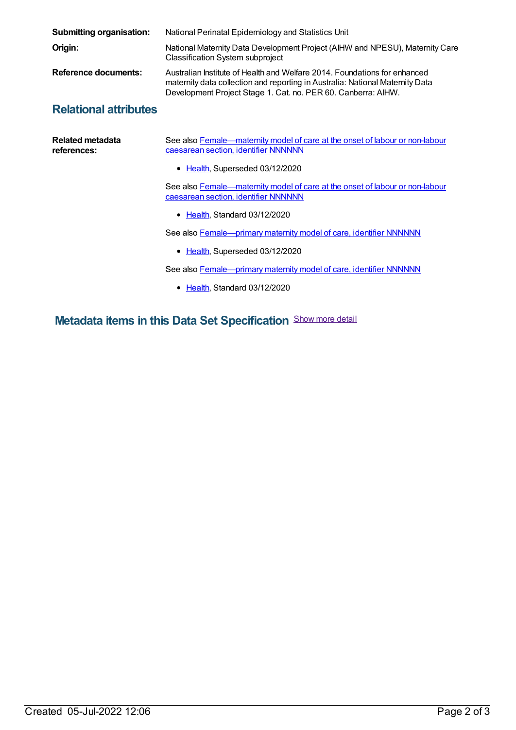**Submitting organisation:** National Perinatal Epidemiology and Statistics Unit

**Origin:** National Maternity Data Development Project (AIHW and NPESU), Maternity Care Classification System subproject

**Reference documents:** Australian Institute of Health and Welfare 2014. Foundations for enhanced maternity data collection and reporting in Australia: National Maternity Data Development Project Stage 1. Cat. no. PER 60. Canberra: AIHW.

## Relational attributes

**Related metadata references:**

See also Female—maternity model of care at the onset of labour or non-labour caesarean section, identifier NNNNNN

- Health, Superseded 03/12/2020

See also Female—maternity model of care at the onset of labour or non-labour caesarean section, identifier NNNNNN

- Health, Standard 03/12/2020

See also Female—primary maternity model of care, identifier NNNNNN

- Health, Superseded 03/12/2020

See also Female—primary maternity model of care, identifier NNNNNN

- Health, Standard 03/12/2020

## Metadata items in this Data Set Specification

Show more detail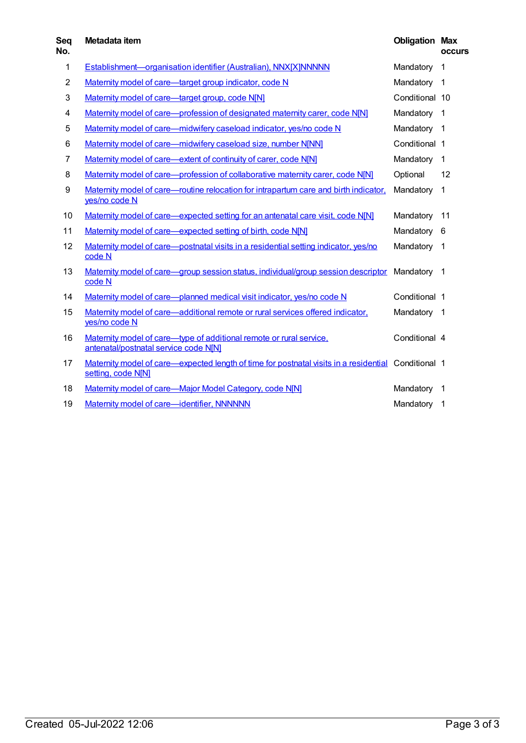| Seq No. | Metadata item | Obligation | Max occurs |
|---|---|---|---|
| 1 | Establishment—organisation identifier (Australian), NNX[X]NNNNN | Mandatory | 1 |
| 2 | Maternity model of care—target group indicator, code N | Mandatory | 1 |
| 3 | Maternity model of care—target group, code N[N] | Conditional | 10 |
| 4 | Maternity model of care—profession of designated maternity carer, code N[N] | Mandatory | 1 |
| 5 | Maternity model of care—midwifery caseload indicator, yes/no code N | Mandatory | 1 |
| 6 | Maternity model of care—midwifery caseload size, number N[NN] | Conditional | 1 |
| 7 | Maternity model of care—extent of continuity of carer, code N[N] | Mandatory | 1 |
| 8 | Maternity model of care—profession of collaborative maternity carer, code N[N] | Optional | 12 |
| 9 | Maternity model of care—routine relocation for intrapartum care and birth indicator, yes/no code N | Mandatory | 1 |
| 10 | Maternity model of care—expected setting for an antenatal care visit, code N[N] | Mandatory | 11 |
| 11 | Maternity model of care—expected setting of birth, code N[N] | Mandatory | 6 |
| 12 | Maternity model of care—postnatal visits in a residential setting indicator, yes/no code N | Mandatory | 1 |
| 13 | Maternity model of care—group session status, individual/group session descriptor code N | Mandatory | 1 |
| 14 | Maternity model of care—planned medical visit indicator, yes/no code N | Conditional | 1 |
| 15 | Maternity model of care—additional remote or rural services offered indicator, yes/no code N | Mandatory | 1 |
| 16 | Maternity model of care—type of additional remote or rural service, antenatal/postnatal service code N[N] | Conditional | 4 |
| 17 | Maternity model of care—expected length of time for postnatal visits in a residential setting, code N[N] | Conditional | 1 |
| 18 | Maternity model of care—Major Model Category, code N[N] | Mandatory | 1 |
| 19 | Maternity model of care—identifier, NNNNNN | Mandatory | 1 |

Created 05-Jul-2022 12:06